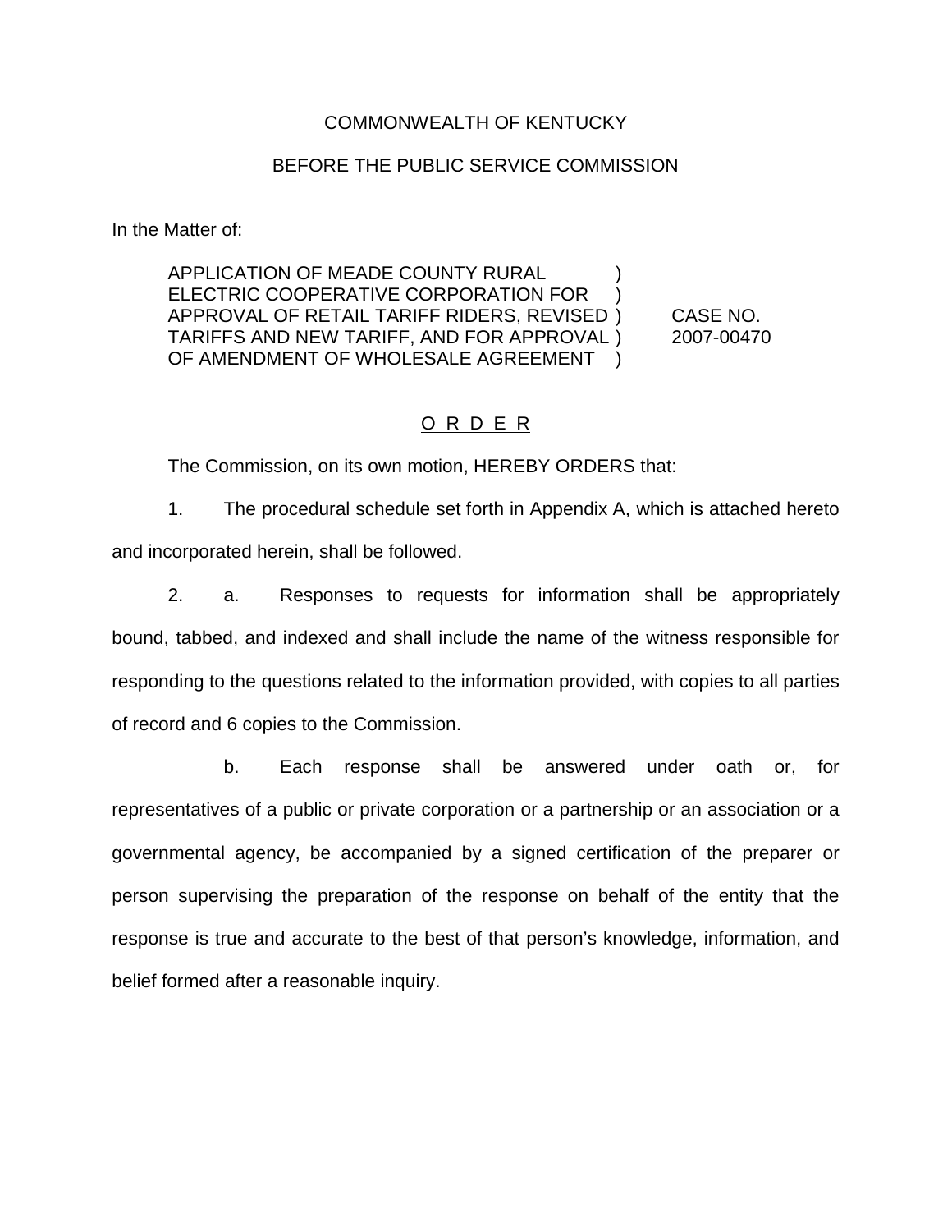COMMONWEALTH OF KENTUCKY

BEFORE THE PUBLIC SERVICE COMMISSION

In the Matter of:

| | | |
|---|---|---|
| APPLICATION OF MEADE COUNTY RURAL ELECTRIC COOPERATIVE CORPORATION FOR APPROVAL OF RETAIL TARIFF RIDERS, REVISED TARIFFS AND NEW TARIFF, AND FOR APPROVAL OF AMENDMENT OF WHOLESALE AGREEMENT | ) | CASE NO. 2007-00470 |

O R D E R

The Commission, on its own motion, HEREBY ORDERS that:

1. The procedural schedule set forth in Appendix A, which is attached hereto and incorporated herein, shall be followed.

2. a. Responses to requests for information shall be appropriately bound, tabbed, and indexed and shall include the name of the witness responsible for responding to the questions related to the information provided, with copies to all parties of record and 6 copies to the Commission.

b. Each response shall be answered under oath or, for representatives of a public or private corporation or a partnership or an association or a governmental agency, be accompanied by a signed certification of the preparer or person supervising the preparation of the response on behalf of the entity that the response is true and accurate to the best of that person's knowledge, information, and belief formed after a reasonable inquiry.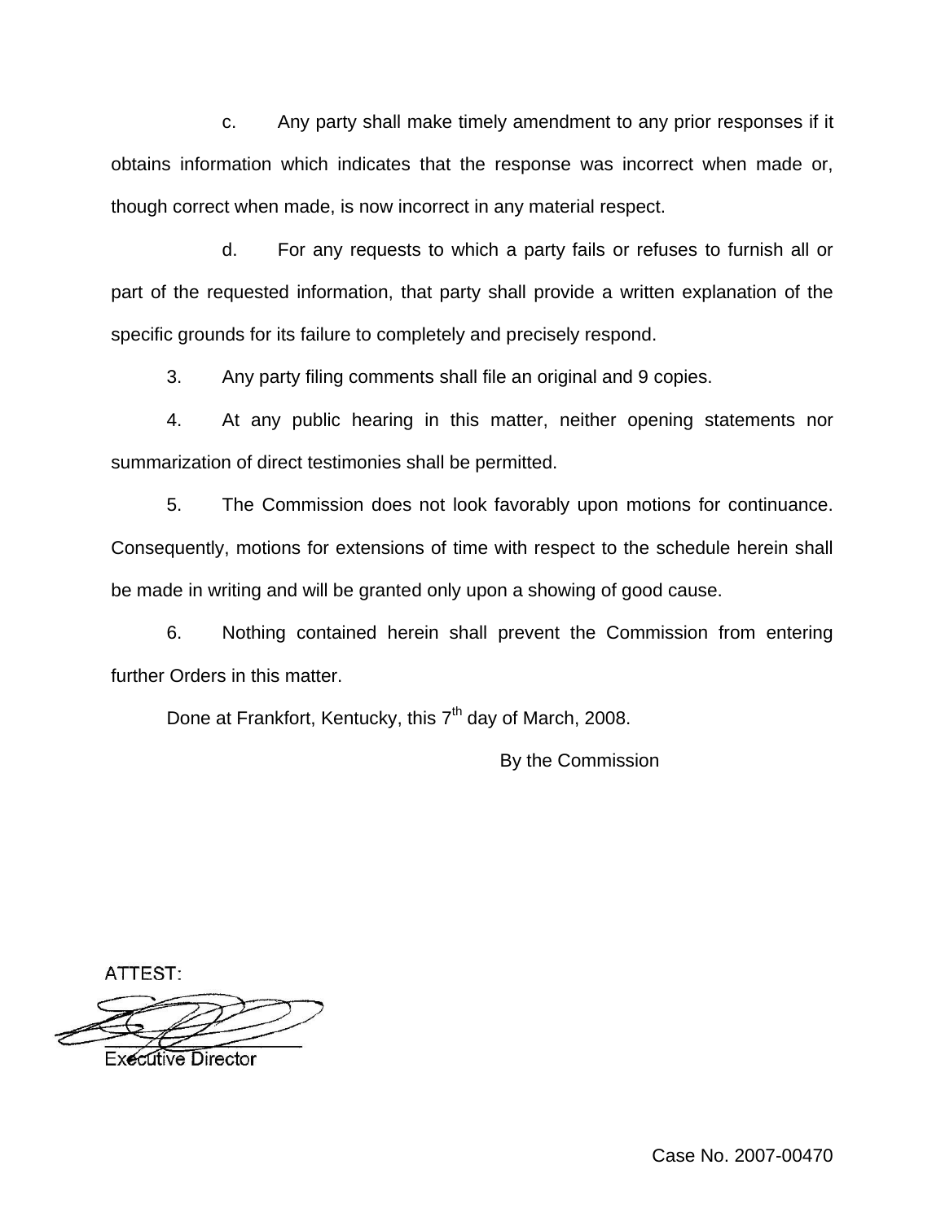c. Any party shall make timely amendment to any prior responses if it obtains information which indicates that the response was incorrect when made or, though correct when made, is now incorrect in any material respect.

d. For any requests to which a party fails or refuses to furnish all or part of the requested information, that party shall provide a written explanation of the specific grounds for its failure to completely and precisely respond.

3. Any party filing comments shall file an original and 9 copies.

4. At any public hearing in this matter, neither opening statements nor summarization of direct testimonies shall be permitted.

5. The Commission does not look favorably upon motions for continuance. Consequently, motions for extensions of time with respect to the schedule herein shall be made in writing and will be granted only upon a showing of good cause.

6. Nothing contained herein shall prevent the Commission from entering further Orders in this matter.

Done at Frankfort, Kentucky, this 7th day of March, 2008.

By the Commission

ATTEST:

Executive Director

Case No. 2007-00470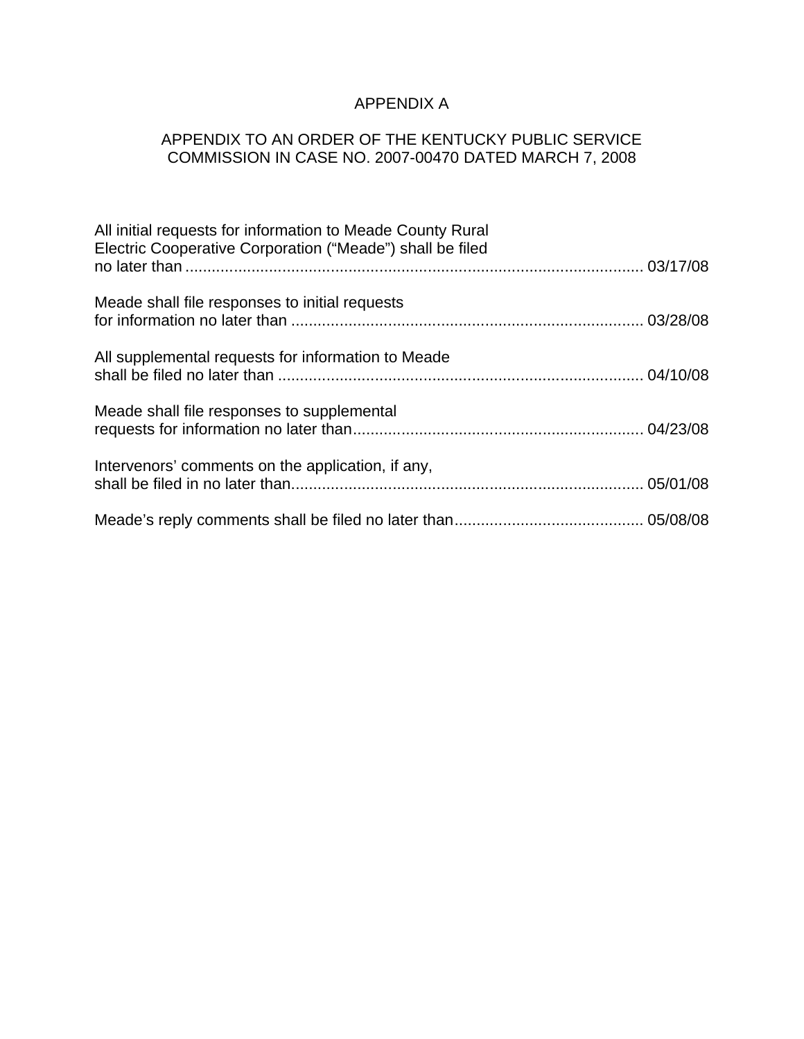# APPENDIX A

## APPENDIX TO AN ORDER OF THE KENTUCKY PUBLIC SERVICE COMMISSION IN CASE NO. 2007-00470 DATED MARCH 7, 2008

All initial requests for information to Meade County Rural Electric Cooperative Corporation ("Meade") shall be filed no later than ........................................................................................................ 03/17/08

Meade shall file responses to initial requests for information no later than ............................................................................... 03/28/08

All supplemental requests for information to Meade shall be filed no later than .................................................................................. 04/10/08

Meade shall file responses to supplemental requests for information no later than................................................................. 04/23/08

Intervenors' comments on the application, if any, shall be filed in no later than............................................................................... 05/01/08

Meade's reply comments shall be filed no later than.......................................... 05/08/08